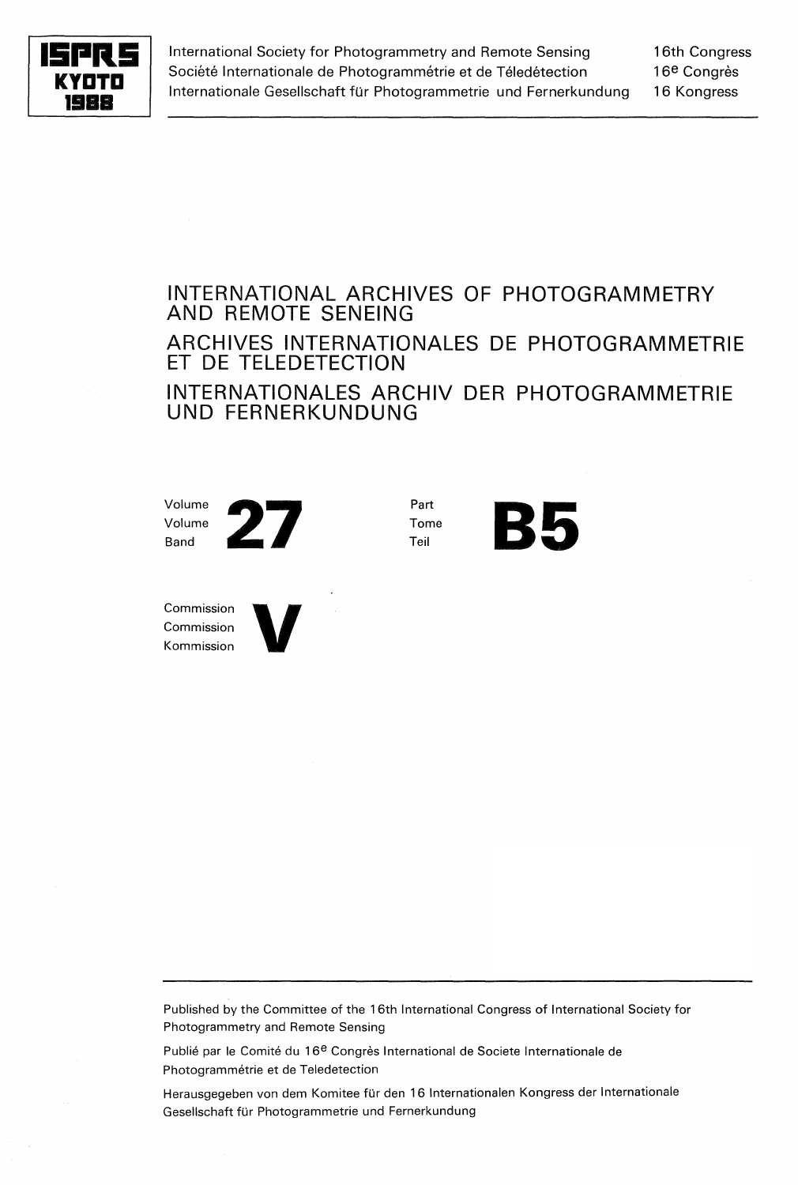**ISPRS KYOTO 1988**

International Society for Photogrammetry and Remote Sensing — 16th Congress
Société Internationale de Photogrammétrie et de Téledétection — 16e Congrès
Internationale Gesellschaft für Photogrammetrie und Fernerkundung — 16 Kongress

# INTERNATIONAL ARCHIVES OF PHOTOGRAMMETRY AND REMOTE SENEING

# ARCHIVES INTERNATIONALES DE PHOTOGRAMMETRIE ET DE TELEDETECTION

# INTERNATIONALES ARCHIV DER PHOTOGRAMMETRIE UND FERNERKUNDUNG

Volume
Volume
Band **27**

Part
Tome
Teil **B5**

Commission
Commission
Kommission **V**

---

Published by the Committee of the 16th International Congress of International Society for Photogrammetry and Remote Sensing

Publié par le Comité du 16e Congrès International de Societe Internationale de Photogrammétrie et de Teledetection

Herausgegeben von dem Komitee für den 16 Internationalen Kongress der Internationale Gesellschaft für Photogrammetrie und Fernerkundung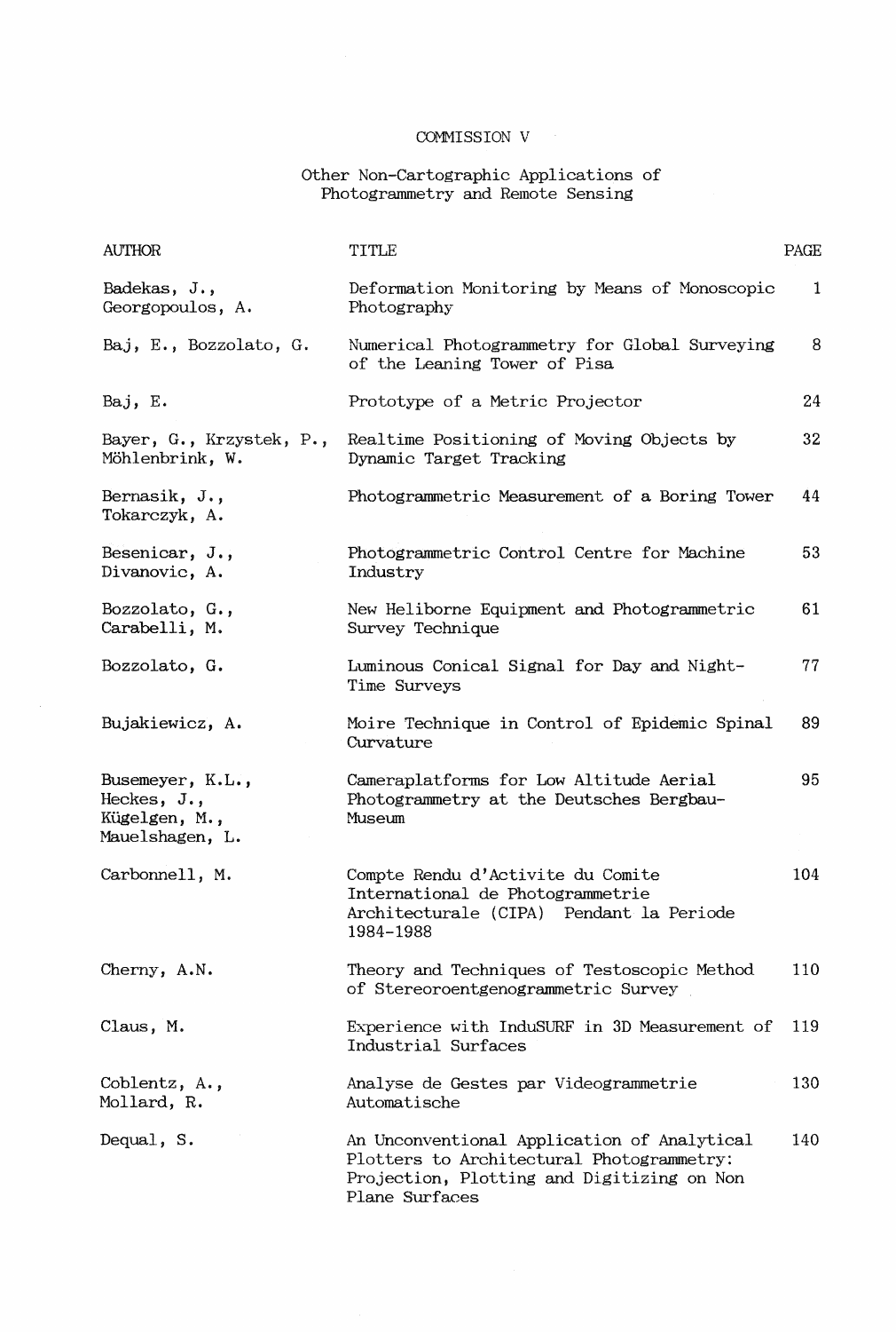# COMMISSION V

## Other Non-Cartographic Applications of Photogrammetry and Remote Sensing

| AUTHOR | TITLE | PAGE |
|---|---|---|
| Badekas, J., Georgopoulos, A. | Deformation Monitoring by Means of Monoscopic Photography | 1 |
| Baj, E., Bozzolato, G. | Numerical Photogrammetry for Global Surveying of the Leaning Tower of Pisa | 8 |
| Baj, E. | Prototype of a Metric Projector | 24 |
| Bayer, G., Krzystek, P., Möhlenbrink, W. | Realtime Positioning of Moving Objects by Dynamic Target Tracking | 32 |
| Bernasik, J., Tokarczyk, A. | Photogrammetric Measurement of a Boring Tower | 44 |
| Besenicar, J., Divanovic, A. | Photogrammetric Control Centre for Machine Industry | 53 |
| Bozzolato, G., Carabelli, M. | New Heliborne Equipment and Photogrammetric Survey Technique | 61 |
| Bozzolato, G. | Luminous Conical Signal for Day and Night-Time Surveys | 77 |
| Bujakiewicz, A. | Moire Technique in Control of Epidemic Spinal Curvature | 89 |
| Busemeyer, K.L., Heckes, J., Kügelgen, M., Mauelshagen, L. | Cameraplatforms for Low Altitude Aerial Photogrammetry at the Deutsches Bergbau-Museum | 95 |
| Carbonnell, M. | Compte Rendu d'Activite du Comite International de Photogrammetrie Architecturale (CIPA) Pendant la Periode 1984-1988 | 104 |
| Cherny, A.N. | Theory and Techniques of Testoscopic Method of Stereoroentgenogrammetric Survey | 110 |
| Claus, M. | Experience with InduSURF in 3D Measurement of Industrial Surfaces | 119 |
| Coblentz, A., Mollard, R. | Analyse de Gestes par Videogrammetrie Automatische | 130 |
| Dequal, S. | An Unconventional Application of Analytical Plotters to Architectural Photogrammetry: Projection, Plotting and Digitizing on Non Plane Surfaces | 140 |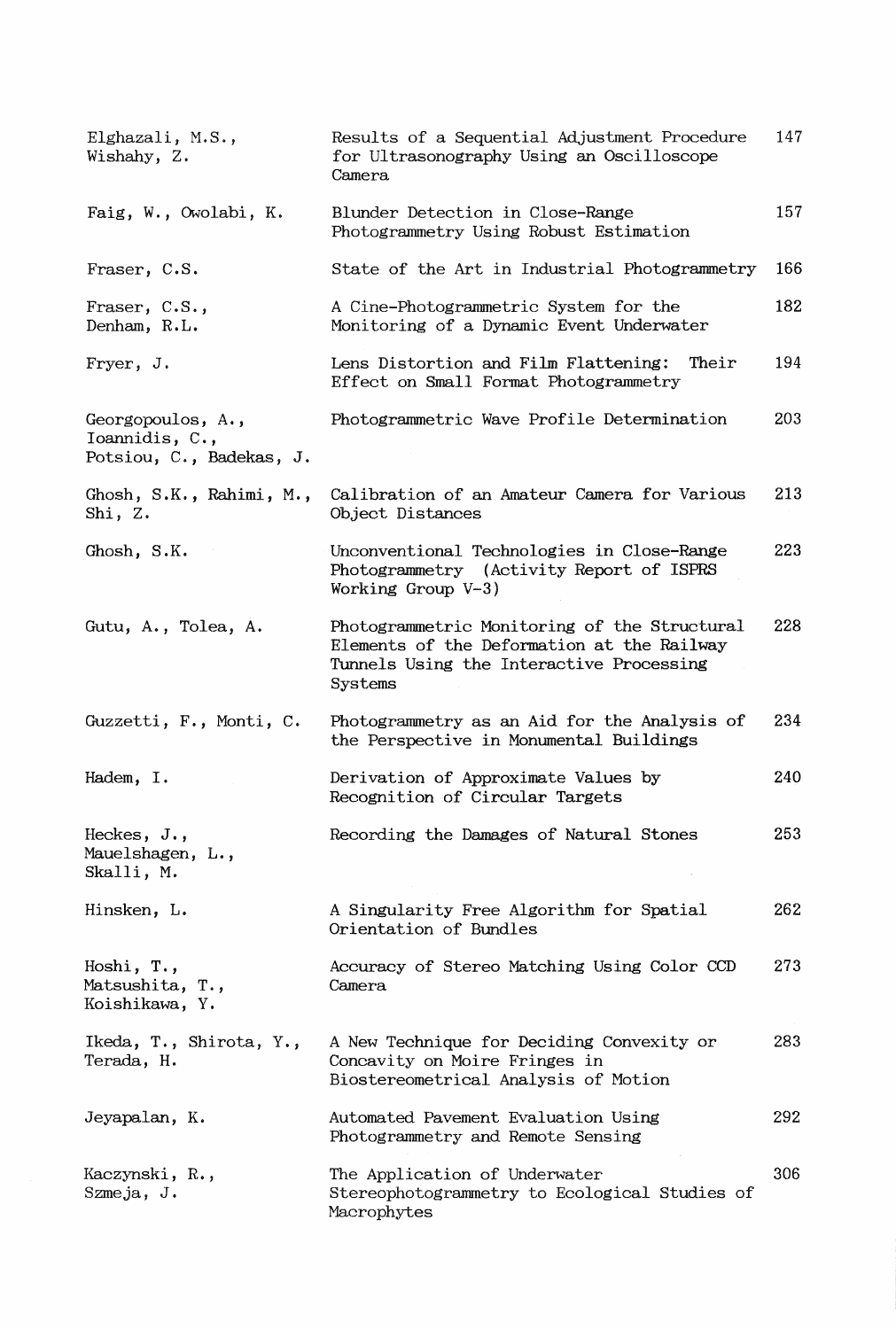| | | |
|---|---|---|
| Elghazali, M.S., Wishahy, Z. | Results of a Sequential Adjustment Procedure for Ultrasonography Using an Oscilloscope Camera | 147 |
| Faig, W., Owolabi, K. | Blunder Detection in Close-Range Photogrammetry Using Robust Estimation | 157 |
| Fraser, C.S. | State of the Art in Industrial Photogrammetry | 166 |
| Fraser, C.S., Denham, R.L. | A Cine-Photogrammetric System for the Monitoring of a Dynamic Event Underwater | 182 |
| Fryer, J. | Lens Distortion and Film Flattening: Their Effect on Small Format Photogrammetry | 194 |
| Georgopoulos, A., Ioannidis, C., Potsiou, C., Badekas, J. | Photogrammetric Wave Profile Determination | 203 |
| Ghosh, S.K., Rahimi, M., Shi, Z. | Calibration of an Amateur Camera for Various Object Distances | 213 |
| Ghosh, S.K. | Unconventional Technologies in Close-Range Photogrammetry (Activity Report of ISPRS Working Group V-3) | 223 |
| Gutu, A., Tolea, A. | Photogrammetric Monitoring of the Structural Elements of the Deformation at the Railway Tunnels Using the Interactive Processing Systems | 228 |
| Guzzetti, F., Monti, C. | Photogrammetry as an Aid for the Analysis of the Perspective in Monumental Buildings | 234 |
| Hadem, I. | Derivation of Approximate Values by Recognition of Circular Targets | 240 |
| Heckes, J., Mauelshagen, L., Skalli, M. | Recording the Damages of Natural Stones | 253 |
| Hinsken, L. | A Singularity Free Algorithm for Spatial Orientation of Bundles | 262 |
| Hoshi, T., Matsushita, T., Koishikawa, Y. | Accuracy of Stereo Matching Using Color CCD Camera | 273 |
| Ikeda, T., Shirota, Y., Terada, H. | A New Technique for Deciding Convexity or Concavity on Moire Fringes in Biostereometrical Analysis of Motion | 283 |
| Jeyapalan, K. | Automated Pavement Evaluation Using Photogrammetry and Remote Sensing | 292 |
| Kaczynski, R., Szmeja, J. | The Application of Underwater Stereophotogrammetry to Ecological Studies of Macrophytes | 306 |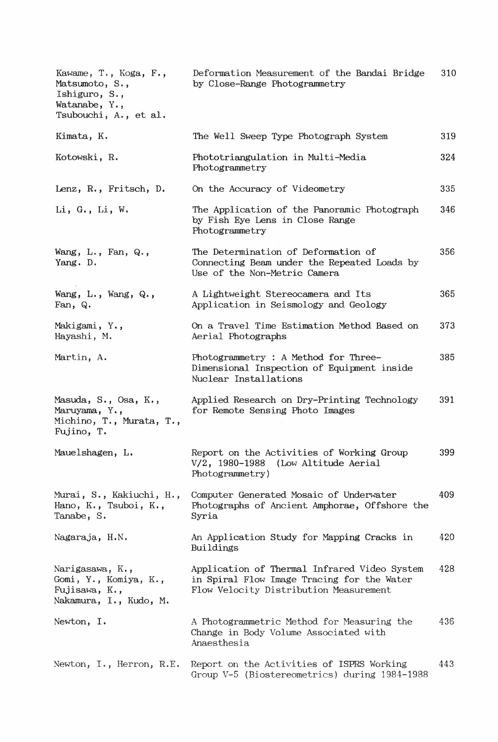| | | |
|---|---|---|
| Kawame, T., Koga, F., Matsumoto, S., Ishiguro, S., Watanabe, Y., Tsubouchi, A., et al. | Deformation Measurement of the Bandai Bridge by Close-Range Photogrammetry | 310 |
| Kimata, K. | The Well Sweep Type Photograph System | 319 |
| Kotowski, R. | Phototriangulation in Multi-Media Photogrammetry | 324 |
| Lenz, R., Fritsch, D. | On the Accuracy of Videometry | 335 |
| Li, G., Li, W. | The Application of the Panoramic Photograph by Fish Eye Lens in Close Range Photogrammetry | 346 |
| Wang, L., Fan, Q., Yang. D. | The Determination of Deformation of Connecting Beam under the Repeated Loads by Use of the Non-Metric Camera | 356 |
| Wang, L., Wang, Q., Fan, Q. | A Lightweight Stereocamera and Its Application in Seismology and Geology | 365 |
| Makigami, Y., Hayashi, M. | On a Travel Time Estimation Method Based on Aerial Photographs | 373 |
| Martin, A. | Photogrammetry : A Method for Three-Dimensional Inspection of Equipment inside Nuclear Installations | 385 |
| Masuda, S., Osa, K., Maruyama, Y., Michino, T., Murata, T., Fujino, T. | Applied Research on Dry-Printing Technology for Remote Sensing Photo Images | 391 |
| Mauelshagen, L. | Report on the Activities of Working Group V/2, 1980-1988 (Low Altitude Aerial Photogrammetry) | 399 |
| Murai, S., Kakiuchi, H., Hano, K., Tsuboi, K., Tanabe, S. | Computer Generated Mosaic of Underwater Photographs of Ancient Amphorae, Offshore the Syria | 409 |
| Nagaraja, H.N. | An Application Study for Mapping Cracks in Buildings | 420 |
| Narigasawa, K., Gomi, Y., Komiya, K., Fujisawa, K., Nakamura, I., Kudo, M. | Application of Thermal Infrared Video System in Spiral Flow Image Tracing for the Water Flow Velocity Distribution Measurement | 428 |
| Newton, I. | A Photogrammetric Method for Measuring the Change in Body Volume Associated with Anaesthesia | 436 |
| Newton, I., Herron, R.E. | Report on the Activities of ISPRS Working Group V-5 (Biostereometrics) during 1984-1988 | 443 |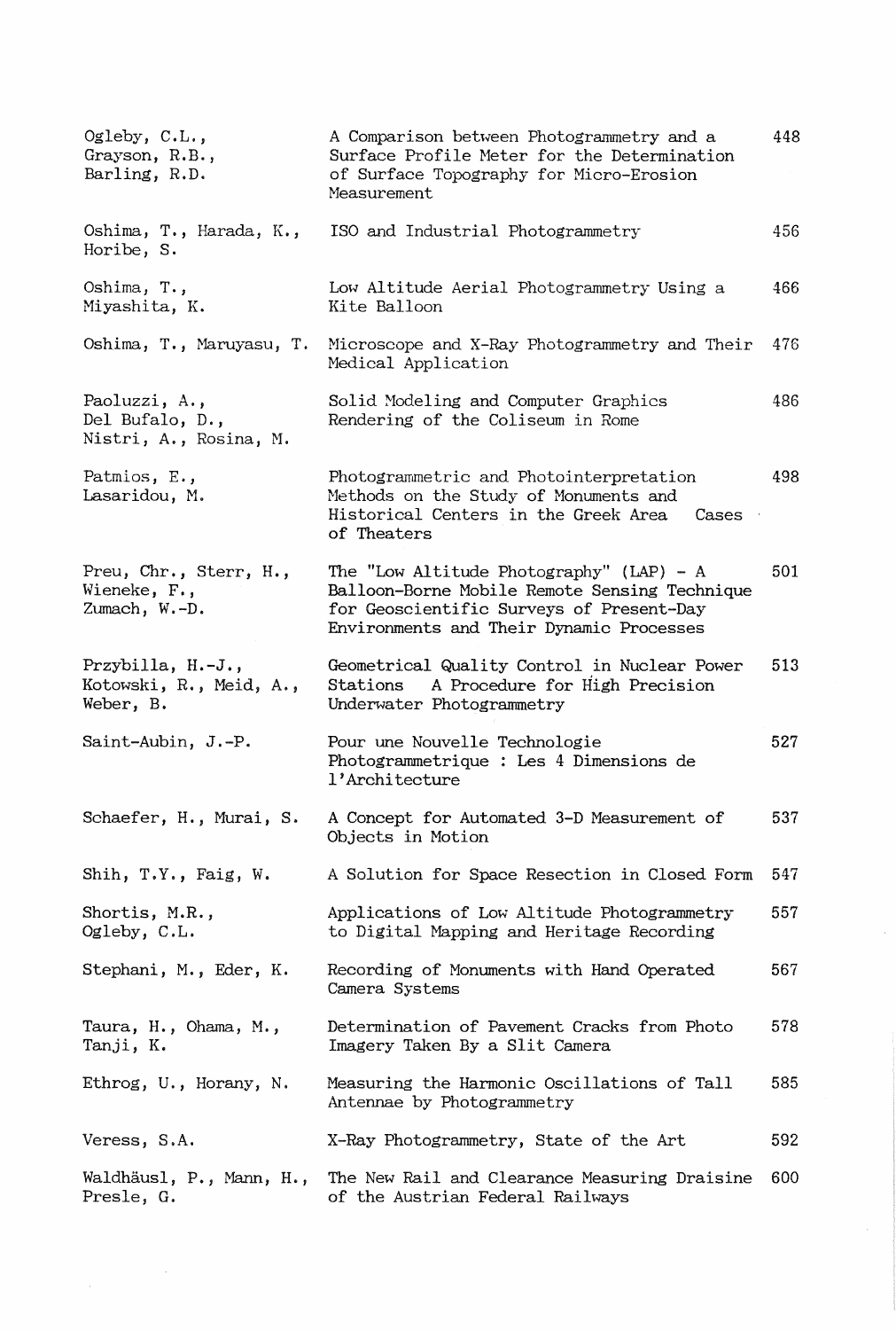| | | |
|---|---|---|
| Ogleby, C.L., Grayson, R.B., Barling, R.D. | A Comparison between Photogrammetry and a Surface Profile Meter for the Determination of Surface Topography for Micro-Erosion Measurement | 448 |
| Oshima, T., Harada, K., Horibe, S. | ISO and Industrial Photogrammetry | 456 |
| Oshima, T., Miyashita, K. | Low Altitude Aerial Photogrammetry Using a Kite Balloon | 466 |
| Oshima, T., Maruyasu, T. | Microscope and X-Ray Photogrammetry and Their Medical Application | 476 |
| Paoluzzi, A., Del Bufalo, D., Nistri, A., Rosina, M. | Solid Modeling and Computer Graphics Rendering of the Coliseum in Rome | 486 |
| Patmios, E., Lasaridou, M. | Photogrammetric and Photointerpretation Methods on the Study of Monuments and Historical Centers in the Greek Area Cases of Theaters | 498 |
| Preu, Chr., Sterr, H., Wieneke, F., Zumach, W.-D. | The "Low Altitude Photography" (LAP) - A Balloon-Borne Mobile Remote Sensing Technique for Geoscientific Surveys of Present-Day Environments and Their Dynamic Processes | 501 |
| Przybilla, H.-J., Kotowski, R., Meid, A., Weber, B. | Geometrical Quality Control in Nuclear Power Stations A Procedure for High Precision Underwater Photogrammetry | 513 |
| Saint-Aubin, J.-P. | Pour une Nouvelle Technologie Photogrammetrique : Les 4 Dimensions de l'Architecture | 527 |
| Schaefer, H., Murai, S. | A Concept for Automated 3-D Measurement of Objects in Motion | 537 |
| Shih, T.Y., Faig, W. | A Solution for Space Resection in Closed Form | 547 |
| Shortis, M.R., Ogleby, C.L. | Applications of Low Altitude Photogrammetry to Digital Mapping and Heritage Recording | 557 |
| Stephani, M., Eder, K. | Recording of Monuments with Hand Operated Camera Systems | 567 |
| Taura, H., Ohama, M., Tanji, K. | Determination of Pavement Cracks from Photo Imagery Taken By a Slit Camera | 578 |
| Ethrog, U., Horany, N. | Measuring the Harmonic Oscillations of Tall Antennae by Photogrammetry | 585 |
| Veress, S.A. | X-Ray Photogrammetry, State of the Art | 592 |
| Waldhäusl, P., Mann, H., Presle, G. | The New Rail and Clearance Measuring Draisine of the Austrian Federal Railways | 600 |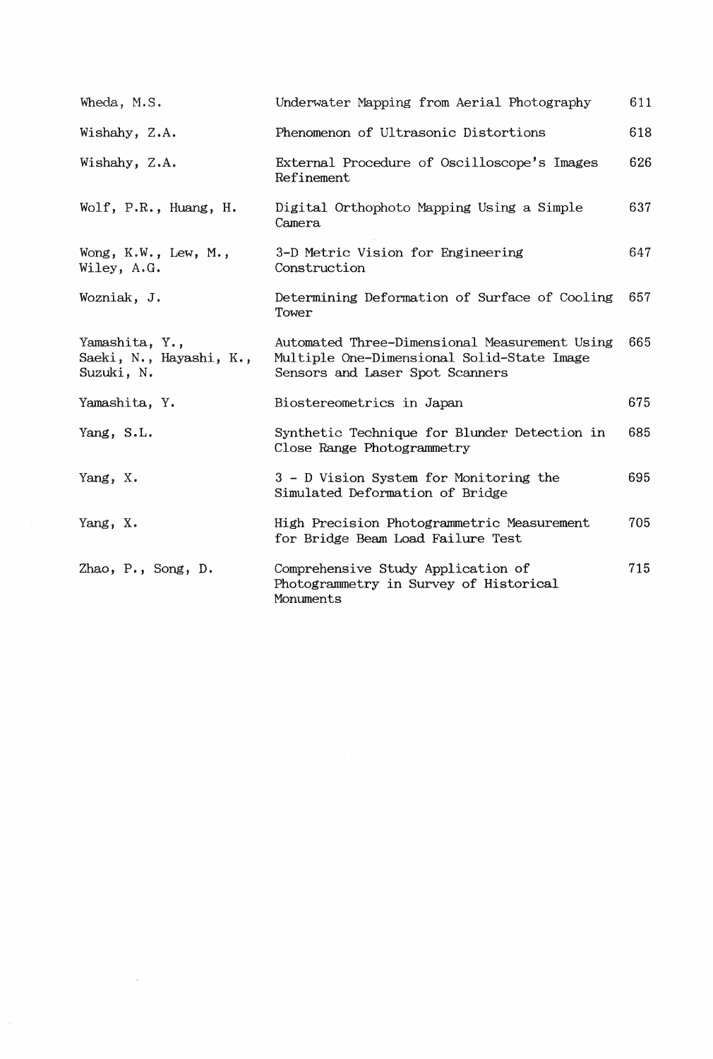| | | |
|---|---|---|
| Wheda, M.S. | Underwater Mapping from Aerial Photography | 611 |
| Wishahy, Z.A. | Phenomenon of Ultrasonic Distortions | 618 |
| Wishahy, Z.A. | External Procedure of Oscilloscope's Images Refinement | 626 |
| Wolf, P.R., Huang, H. | Digital Orthophoto Mapping Using a Simple Camera | 637 |
| Wong, K.W., Lew, M., Wiley, A.G. | 3-D Metric Vision for Engineering Construction | 647 |
| Wozniak, J. | Determining Deformation of Surface of Cooling Tower | 657 |
| Yamashita, Y., Saeki, N., Hayashi, K., Suzuki, N. | Automated Three-Dimensional Measurement Using Multiple One-Dimensional Solid-State Image Sensors and Laser Spot Scanners | 665 |
| Yamashita, Y. | Biostereometrics in Japan | 675 |
| Yang, S.L. | Synthetic Technique for Blunder Detection in Close Range Photogrammetry | 685 |
| Yang, X. | 3 - D Vision System for Monitoring the Simulated Deformation of Bridge | 695 |
| Yang, X. | High Precision Photogrammetric Measurement for Bridge Beam Load Failure Test | 705 |
| Zhao, P., Song, D. | Comprehensive Study Application of Photogrammetry in Survey of Historical Monuments | 715 |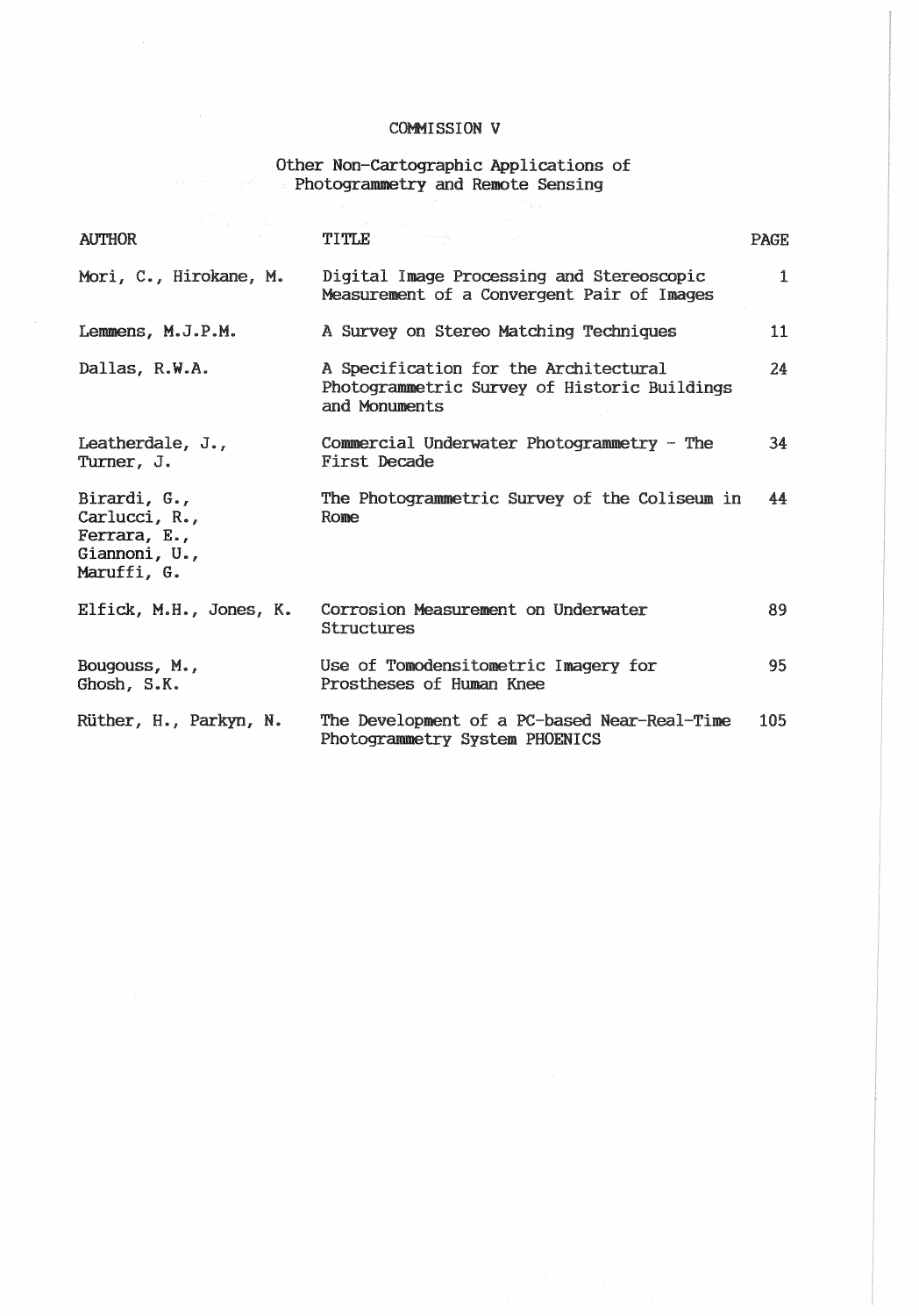# COMMISSION V

## Other Non-Cartographic Applications of Photogrammetry and Remote Sensing

| AUTHOR | TITLE | PAGE |
|---|---|---|
| Mori, C., Hirokane, M. | Digital Image Processing and Stereoscopic Measurement of a Convergent Pair of Images | 1 |
| Lemmens, M.J.P.M. | A Survey on Stereo Matching Techniques | 11 |
| Dallas, R.W.A. | A Specification for the Architectural Photogrammetric Survey of Historic Buildings and Monuments | 24 |
| Leatherdale, J., Turner, J. | Commercial Underwater Photogrammetry - The First Decade | 34 |
| Birardi, G., Carlucci, R., Ferrara, E., Giannoni, U., Maruffi, G. | The Photogrammetric Survey of the Coliseum in Rome | 44 |
| Elfick, M.H., Jones, K. | Corrosion Measurement on Underwater Structures | 89 |
| Bougouss, M., Ghosh, S.K. | Use of Tomodensitometric Imagery for Prostheses of Human Knee | 95 |
| Rüther, H., Parkyn, N. | The Development of a PC-based Near-Real-Time Photogrammetry System PHOENICS | 105 |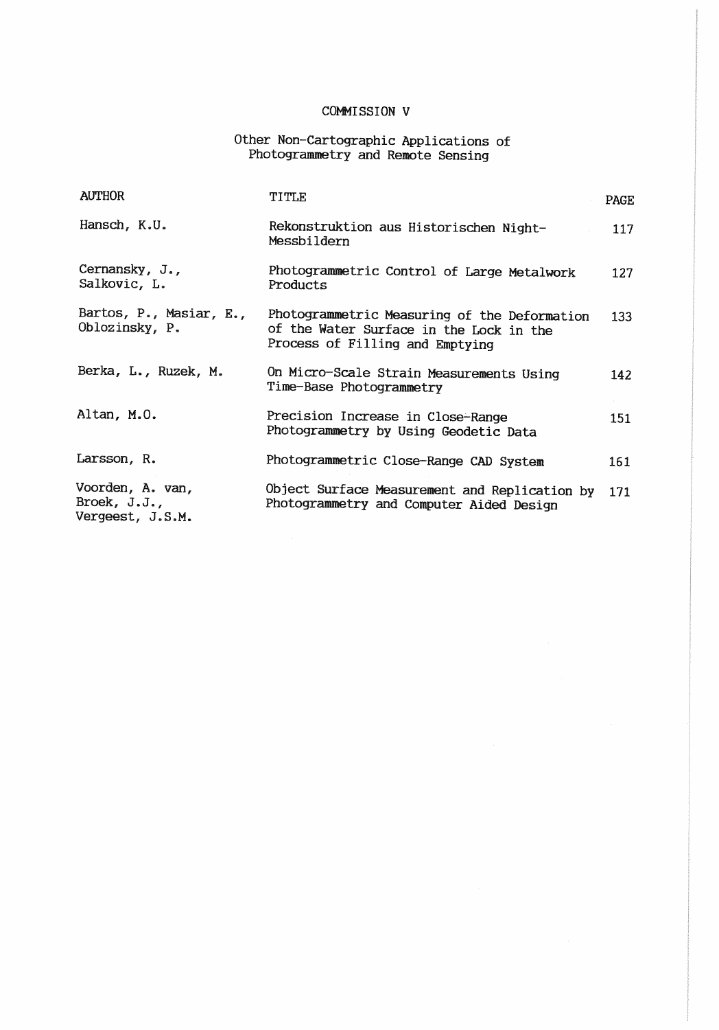# COMMISSION V

## Other Non-Cartographic Applications of Photogrammetry and Remote Sensing

| AUTHOR | TITLE | PAGE |
|---|---|---|
| Hansch, K.U. | Rekonstruktion aus Historischen Night-Messbildern | 117 |
| Cernansky, J., Salkovic, L. | Photogrammetric Control of Large Metalwork Products | 127 |
| Bartos, P., Masiar, E., Oblozinsky, P. | Photogrammetric Measuring of the Deformation of the Water Surface in the Lock in the Process of Filling and Emptying | 133 |
| Berka, L., Ruzek, M. | On Micro-Scale Strain Measurements Using Time-Base Photogrammetry | 142 |
| Altan, M.O. | Precision Increase in Close-Range Photogrammetry by Using Geodetic Data | 151 |
| Larsson, R. | Photogrammetric Close-Range CAD System | 161 |
| Voorden, A. van, Broek, J.J., Vergeest, J.S.M. | Object Surface Measurement and Replication by Photogrammetry and Computer Aided Design | 171 |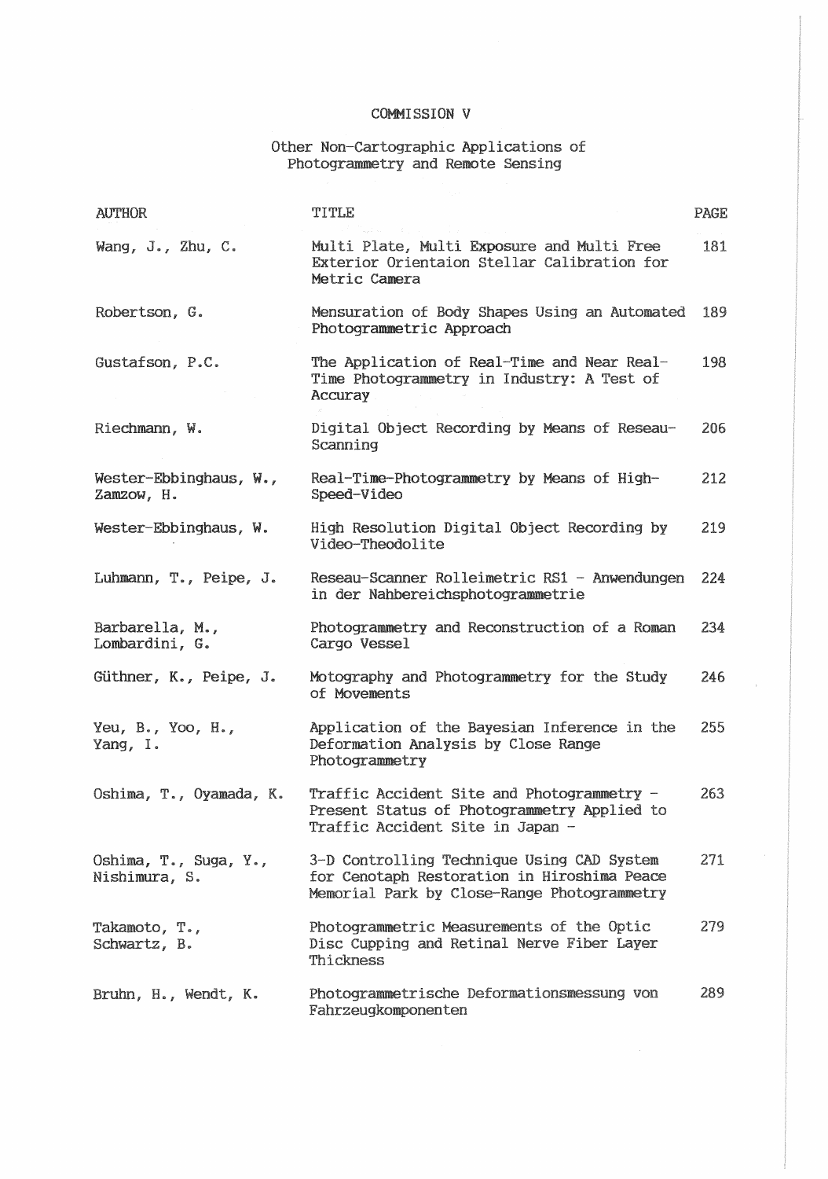# COMMISSION V

## Other Non-Cartographic Applications of Photogrammetry and Remote Sensing

| AUTHOR | TITLE | PAGE |
|---|---|---|
| Wang, J., Zhu, C. | Multi Plate, Multi Exposure and Multi Free Exterior Orientaion Stellar Calibration for Metric Camera | 181 |
| Robertson, G. | Mensuration of Body Shapes Using an Automated Photogrammetric Approach | 189 |
| Gustafson, P.C. | The Application of Real-Time and Near Real-Time Photogrammetry in Industry: A Test of Accuray | 198 |
| Riechmann, W. | Digital Object Recording by Means of Reseau-Scanning | 206 |
| Wester-Ebbinghaus, W., Zamzow, H. | Real-Time-Photogrammetry by Means of High-Speed-Video | 212 |
| Wester-Ebbinghaus, W. | High Resolution Digital Object Recording by Video-Theodolite | 219 |
| Luhmann, T., Peipe, J. | Reseau-Scanner Rolleimetric RS1 - Anwendungen in der Nahbereichsphotogrammetrie | 224 |
| Barbarella, M., Lombardini, G. | Photogrammetry and Reconstruction of a Roman Cargo Vessel | 234 |
| Güthner, K., Peipe, J. | Motography and Photogrammetry for the Study of Movements | 246 |
| Yeu, B., Yoo, H., Yang, I. | Application of the Bayesian Inference in the Deformation Analysis by Close Range Photogrammetry | 255 |
| Oshima, T., Oyamada, K. | Traffic Accident Site and Photogrammetry - Present Status of Photogrammetry Applied to Traffic Accident Site in Japan - | 263 |
| Oshima, T., Suga, Y., Nishimura, S. | 3-D Controlling Technique Using CAD System for Cenotaph Restoration in Hiroshima Peace Memorial Park by Close-Range Photogrammetry | 271 |
| Takamoto, T., Schwartz, B. | Photogrammetric Measurements of the Optic Disc Cupping and Retinal Nerve Fiber Layer Thickness | 279 |
| Bruhn, H., Wendt, K. | Photogrammetrische Deformationsmessung von Fahrzeugkomponenten | 289 |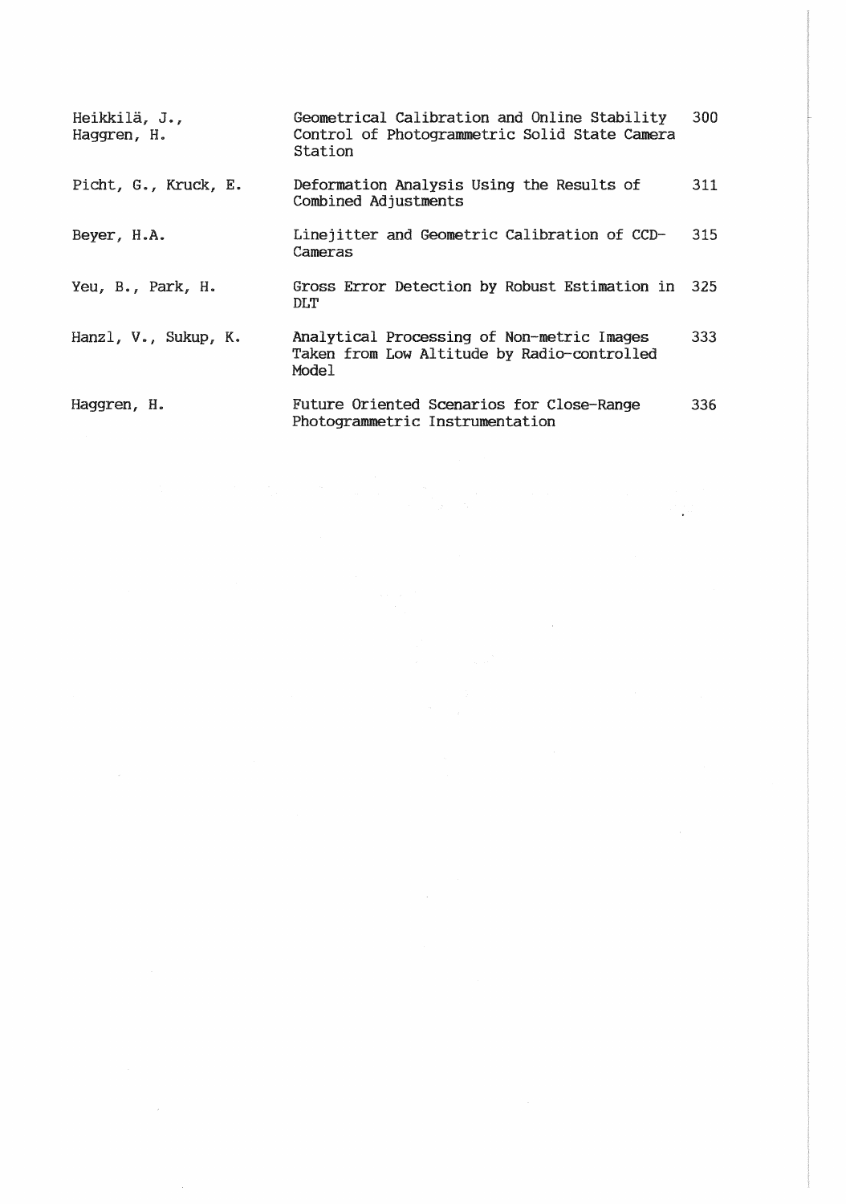| | | |
|---|---|---|
| Heikkilä, J., Haggren, H. | Geometrical Calibration and Online Stability Control of Photogrammetric Solid State Camera Station | 300 |
| Picht, G., Kruck, E. | Deformation Analysis Using the Results of Combined Adjustments | 311 |
| Beyer, H.A. | Linejitter and Geometric Calibration of CCD-Cameras | 315 |
| Yeu, B., Park, H. | Gross Error Detection by Robust Estimation in DLT | 325 |
| Hanzl, V., Sukup, K. | Analytical Processing of Non-metric Images Taken from Low Altitude by Radio-controlled Model | 333 |
| Haggren, H. | Future Oriented Scenarios for Close-Range Photogrammetric Instrumentation | 336 |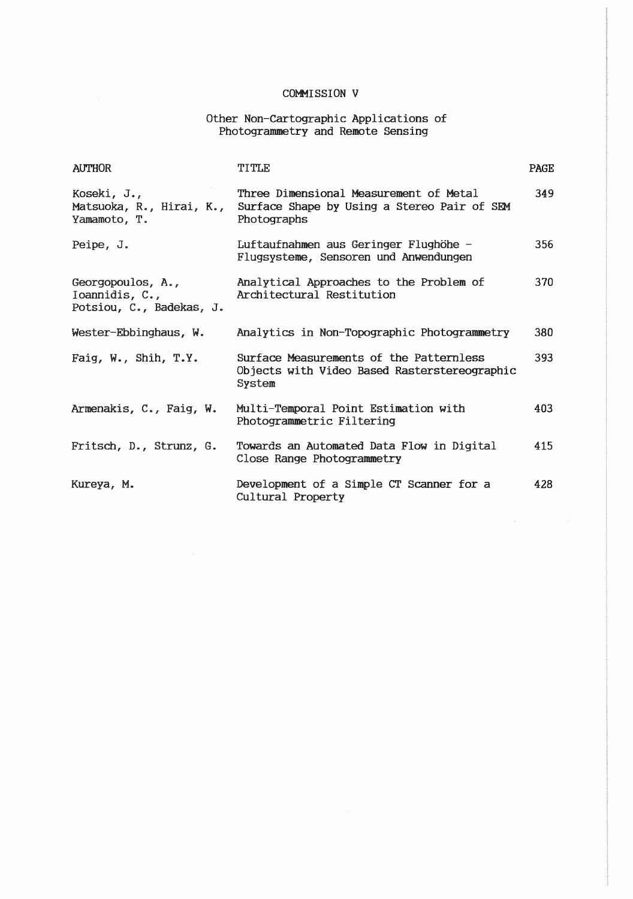# COMMISSION V

## Other Non-Cartographic Applications of Photogrammetry and Remote Sensing

| AUTHOR | TITLE | PAGE |
| --- | --- | --- |
| Koseki, J., Matsuoka, R., Hirai, K., Yamamoto, T. | Three Dimensional Measurement of Metal Surface Shape by Using a Stereo Pair of SEM Photographs | 349 |
| Peipe, J. | Luftaufnahmen aus Geringer Flughöhe – Flugsysteme, Sensoren und Anwendungen | 356 |
| Georgopoulos, A., Ioannidis, C., Potsiou, C., Badekas, J. | Analytical Approaches to the Problem of Architectural Restitution | 370 |
| Wester-Ebbinghaus, W. | Analytics in Non-Topographic Photogrammetry | 380 |
| Faig, W., Shih, T.Y. | Surface Measurements of the Patternless Objects with Video Based Rasterstereographic System | 393 |
| Armenakis, C., Faig, W. | Multi-Temporal Point Estimation with Photogrammetric Filtering | 403 |
| Fritsch, D., Strunz, G. | Towards an Automated Data Flow in Digital Close Range Photogrammetry | 415 |
| Kureya, M. | Development of a Simple CT Scanner for a Cultural Property | 428 |